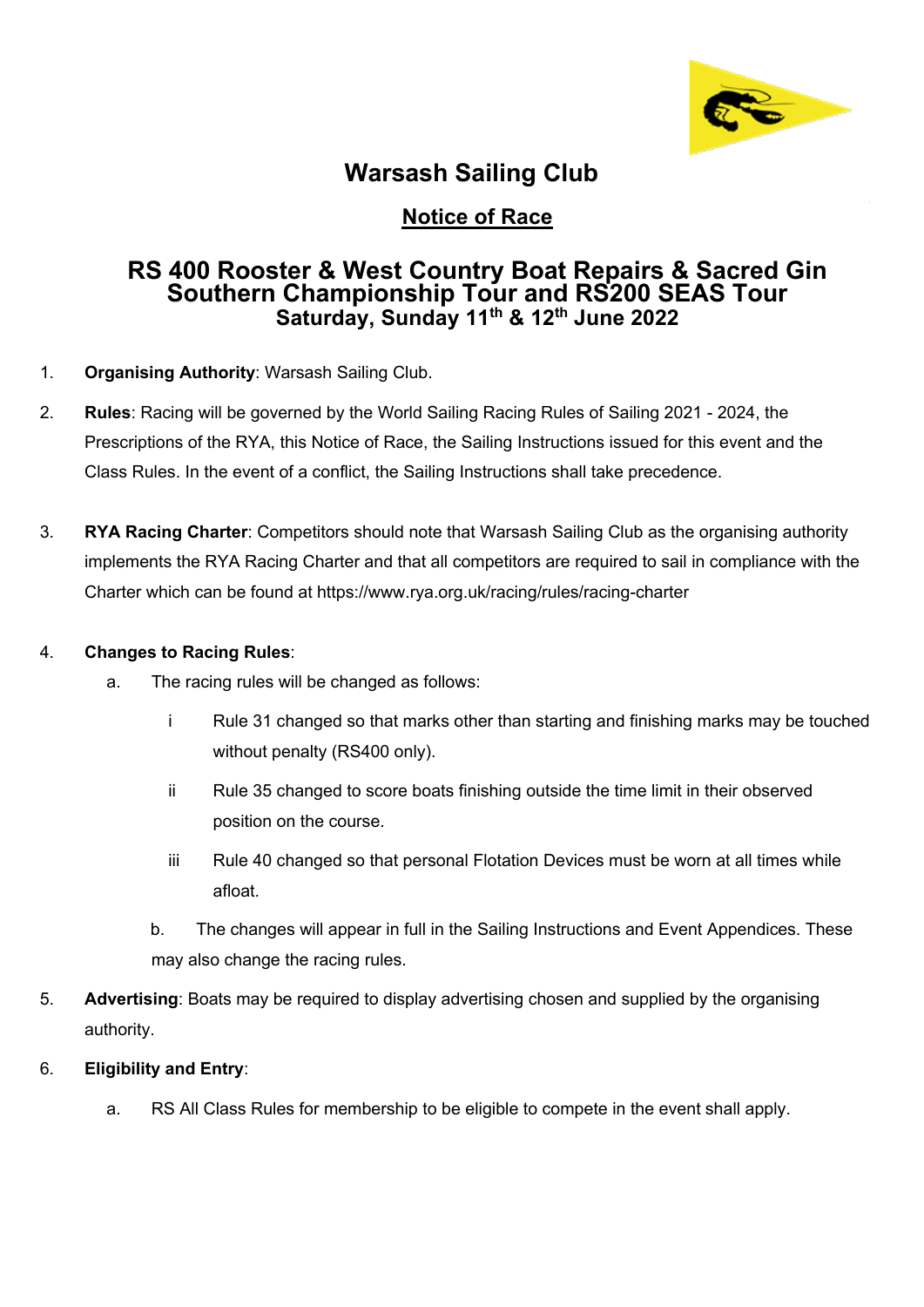# Warsash Sailing Club

## Notice of Race

## RS 400 Rooster & West Country Boat Repairs & Sacred Gin Southern Championship Tour and RS200 SEAS Tour
### Saturday, Sunday 11th & 12th June 2022

1. **Organising Authority**: Warsash Sailing Club.

2. **Rules**: Racing will be governed by the World Sailing Racing Rules of Sailing 2021 - 2024, the Prescriptions of the RYA, this Notice of Race, the Sailing Instructions issued for this event and the Class Rules. In the event of a conflict, the Sailing Instructions shall take precedence.

3. **RYA Racing Charter**: Competitors should note that Warsash Sailing Club as the organising authority implements the RYA Racing Charter and that all competitors are required to sail in compliance with the Charter which can be found at https://www.rya.org.uk/racing/rules/racing-charter

4. **Changes to Racing Rules**:
   a. The racing rules will be changed as follows:
      i Rule 31 changed so that marks other than starting and finishing marks may be touched without penalty (RS400 only).
      ii Rule 35 changed to score boats finishing outside the time limit in their observed position on the course.
      iii Rule 40 changed so that personal Flotation Devices must be worn at all times while afloat.

   b. The changes will appear in full in the Sailing Instructions and Event Appendices. These may also change the racing rules.

5. **Advertising**: Boats may be required to display advertising chosen and supplied by the organising authority.

6. **Eligibility and Entry**:
   a. RS All Class Rules for membership to be eligible to compete in the event shall apply.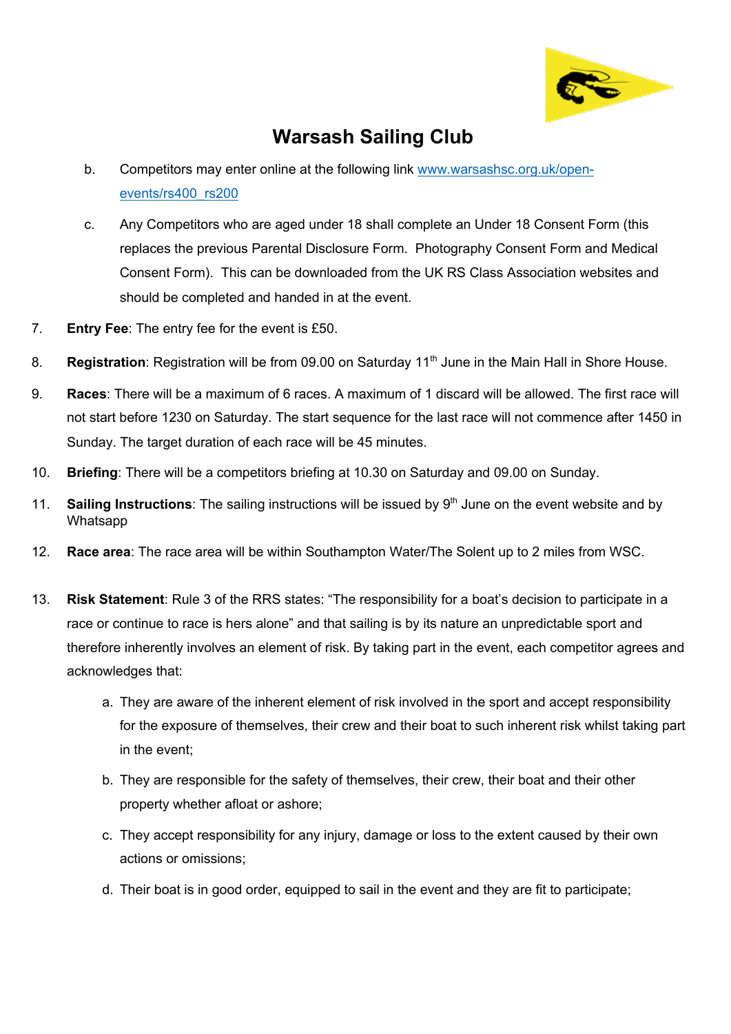# Warsash Sailing Club

b. Competitors may enter online at the following link [www.warsashsc.org.uk/open-events/rs400_rs200](www.warsashsc.org.uk/open-events/rs400_rs200)

c. Any Competitors who are aged under 18 shall complete an Under 18 Consent Form (this replaces the previous Parental Disclosure Form. Photography Consent Form and Medical Consent Form). This can be downloaded from the UK RS Class Association websites and should be completed and handed in at the event.

7. **Entry Fee**: The entry fee for the event is £50.

8. **Registration**: Registration will be from 09.00 on Saturday 11th June in the Main Hall in Shore House.

9. **Races**: There will be a maximum of 6 races. A maximum of 1 discard will be allowed. The first race will not start before 1230 on Saturday. The start sequence for the last race will not commence after 1450 in Sunday. The target duration of each race will be 45 minutes.

10. **Briefing**: There will be a competitors briefing at 10.30 on Saturday and 09.00 on Sunday.

11. **Sailing Instructions**: The sailing instructions will be issued by 9th June on the event website and by Whatsapp

12. **Race area**: The race area will be within Southampton Water/The Solent up to 2 miles from WSC.

13. **Risk Statement**: Rule 3 of the RRS states: "The responsibility for a boat's decision to participate in a race or continue to race is hers alone" and that sailing is by its nature an unpredictable sport and therefore inherently involves an element of risk. By taking part in the event, each competitor agrees and acknowledges that:

    a. They are aware of the inherent element of risk involved in the sport and accept responsibility for the exposure of themselves, their crew and their boat to such inherent risk whilst taking part in the event;

    b. They are responsible for the safety of themselves, their crew, their boat and their other property whether afloat or ashore;

    c. They accept responsibility for any injury, damage or loss to the extent caused by their own actions or omissions;

    d. Their boat is in good order, equipped to sail in the event and they are fit to participate;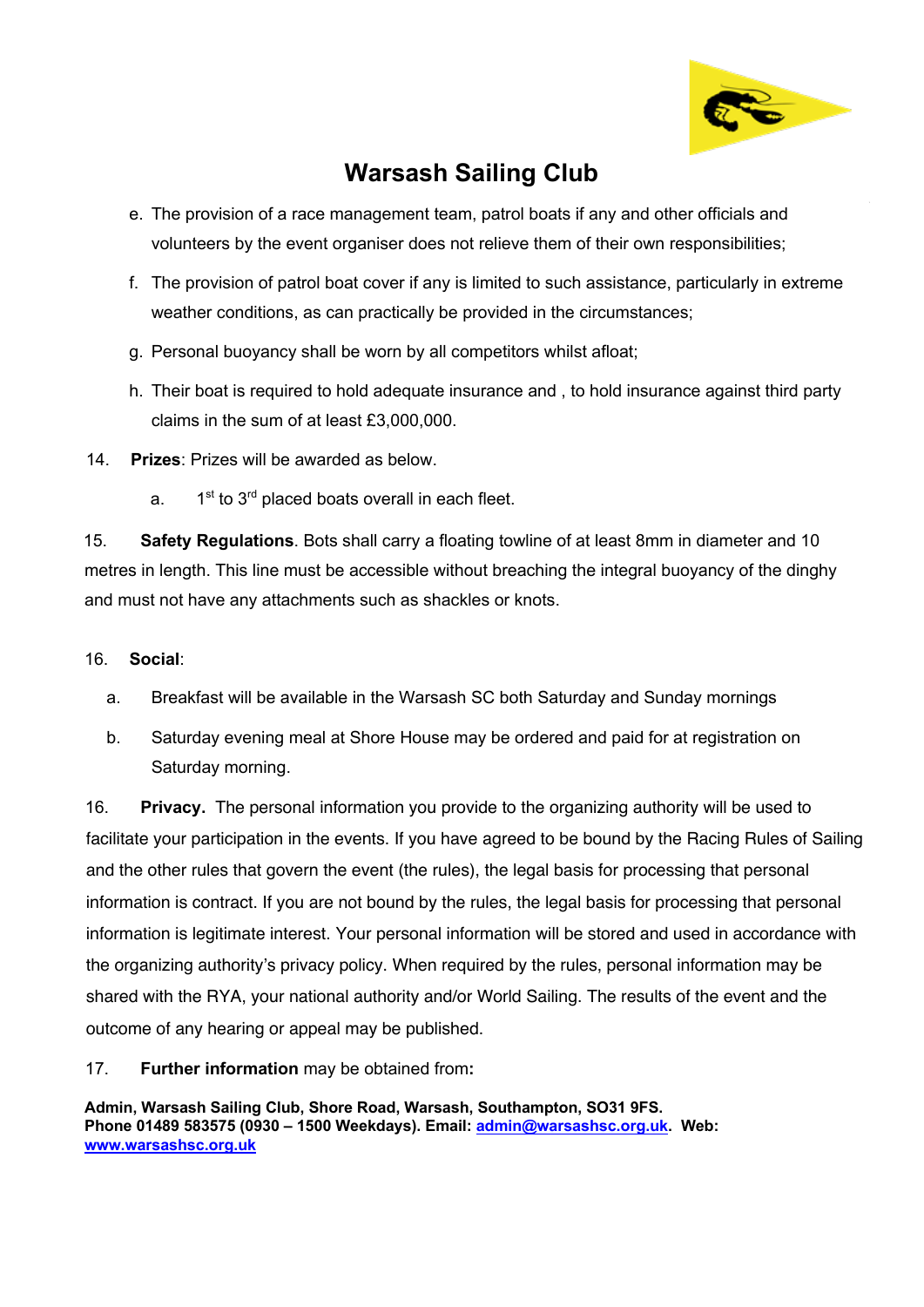e. The provision of a race management team, patrol boats if any and other officials and volunteers by the event organiser does not relieve them of their own responsibilities;

f. The provision of patrol boat cover if any is limited to such assistance, particularly in extreme weather conditions, as can practically be provided in the circumstances;

g. Personal buoyancy shall be worn by all competitors whilst afloat;

h. Their boat is required to hold adequate insurance and , to hold insurance against third party claims in the sum of at least £3,000,000.

14. **Prizes**: Prizes will be awarded as below.

a. 1st to 3rd placed boats overall in each fleet.

15. **Safety Regulations**. Bots shall carry a floating towline of at least 8mm in diameter and 10 metres in length. This line must be accessible without breaching the integral buoyancy of the dinghy and must not have any attachments such as shackles or knots.

16. **Social**:

a. Breakfast will be available in the Warsash SC both Saturday and Sunday mornings

b. Saturday evening meal at Shore House may be ordered and paid for at registration on Saturday morning.

16. **Privacy.** The personal information you provide to the organizing authority will be used to facilitate your participation in the events. If you have agreed to be bound by the Racing Rules of Sailing and the other rules that govern the event (the rules), the legal basis for processing that personal information is contract. If you are not bound by the rules, the legal basis for processing that personal information is legitimate interest. Your personal information will be stored and used in accordance with the organizing authority's privacy policy. When required by the rules, personal information may be shared with the RYA, your national authority and/or World Sailing. The results of the event and the outcome of any hearing or appeal may be published.

17. **Further information** may be obtained from**:**

**Admin, Warsash Sailing Club, Shore Road, Warsash, Southampton, SO31 9FS.**
**Phone 01489 583575 (0930 – 1500 Weekdays). Email: [admin@warsashsc.org.uk](mailto:admin@warsashsc.org.uk). Web: [www.warsashsc.org.uk](http://www.warsashsc.org.uk)**